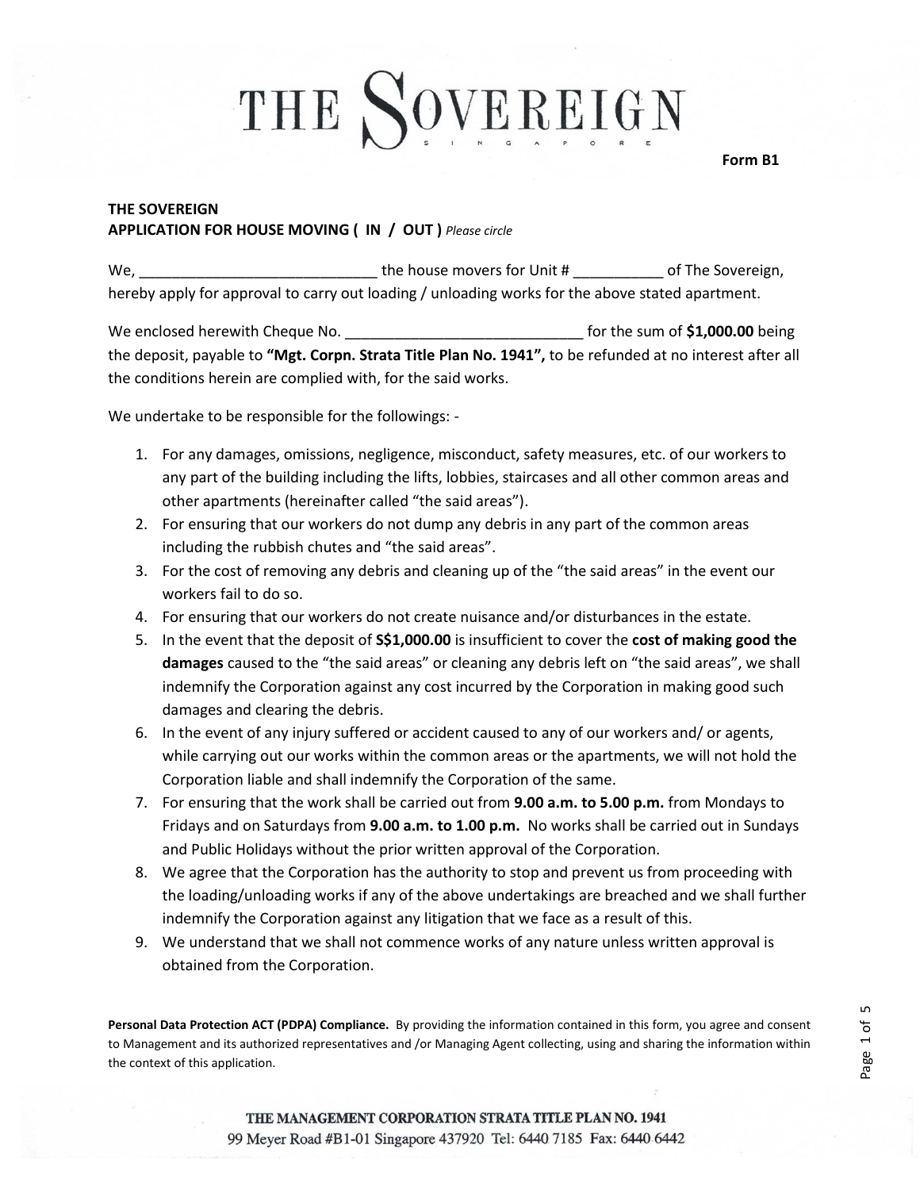# THE SOVEREIGN

SINGAPORE

**Form B1**

**THE SOVEREIGN**
**APPLICATION FOR HOUSE MOVING ( IN / OUT )** *Please circle*

We, ____________________________ the house movers for Unit # ___________ of The Sovereign, hereby apply for approval to carry out loading / unloading works for the above stated apartment.

We enclosed herewith Cheque No. ____________________________ for the sum of **$1,000.00** being the deposit, payable to **"Mgt. Corpn. Strata Title Plan No. 1941",** to be refunded at no interest after all the conditions herein are complied with, for the said works.

We undertake to be responsible for the followings: -

1. For any damages, omissions, negligence, misconduct, safety measures, etc. of our workers to any part of the building including the lifts, lobbies, staircases and all other common areas and other apartments (hereinafter called "the said areas").
2. For ensuring that our workers do not dump any debris in any part of the common areas including the rubbish chutes and "the said areas".
3. For the cost of removing any debris and cleaning up of the "the said areas" in the event our workers fail to do so.
4. For ensuring that our workers do not create nuisance and/or disturbances in the estate.
5. In the event that the deposit of **S$1,000.00** is insufficient to cover the **cost of making good the damages** caused to the "the said areas" or cleaning any debris left on "the said areas", we shall indemnify the Corporation against any cost incurred by the Corporation in making good such damages and clearing the debris.
6. In the event of any injury suffered or accident caused to any of our workers and/ or agents, while carrying out our works within the common areas or the apartments, we will not hold the Corporation liable and shall indemnify the Corporation of the same.
7. For ensuring that the work shall be carried out from **9.00 a.m. to 5.00 p.m.** from Mondays to Fridays and on Saturdays from **9.00 a.m. to 1.00 p.m.** No works shall be carried out in Sundays and Public Holidays without the prior written approval of the Corporation.
8. We agree that the Corporation has the authority to stop and prevent us from proceeding with the loading/unloading works if any of the above undertakings are breached and we shall further indemnify the Corporation against any litigation that we face as a result of this.
9. We understand that we shall not commence works of any nature unless written approval is obtained from the Corporation.

**Personal Data Protection ACT (PDPA) Compliance.** By providing the information contained in this form, you agree and consent to Management and its authorized representatives and /or Managing Agent collecting, using and sharing the information within the context of this application.

THE MANAGEMENT CORPORATION STRATA TITLE PLAN NO. 1941
99 Meyer Road #B1-01 Singapore 437920 Tel: 6440 7185 Fax: 6440 6442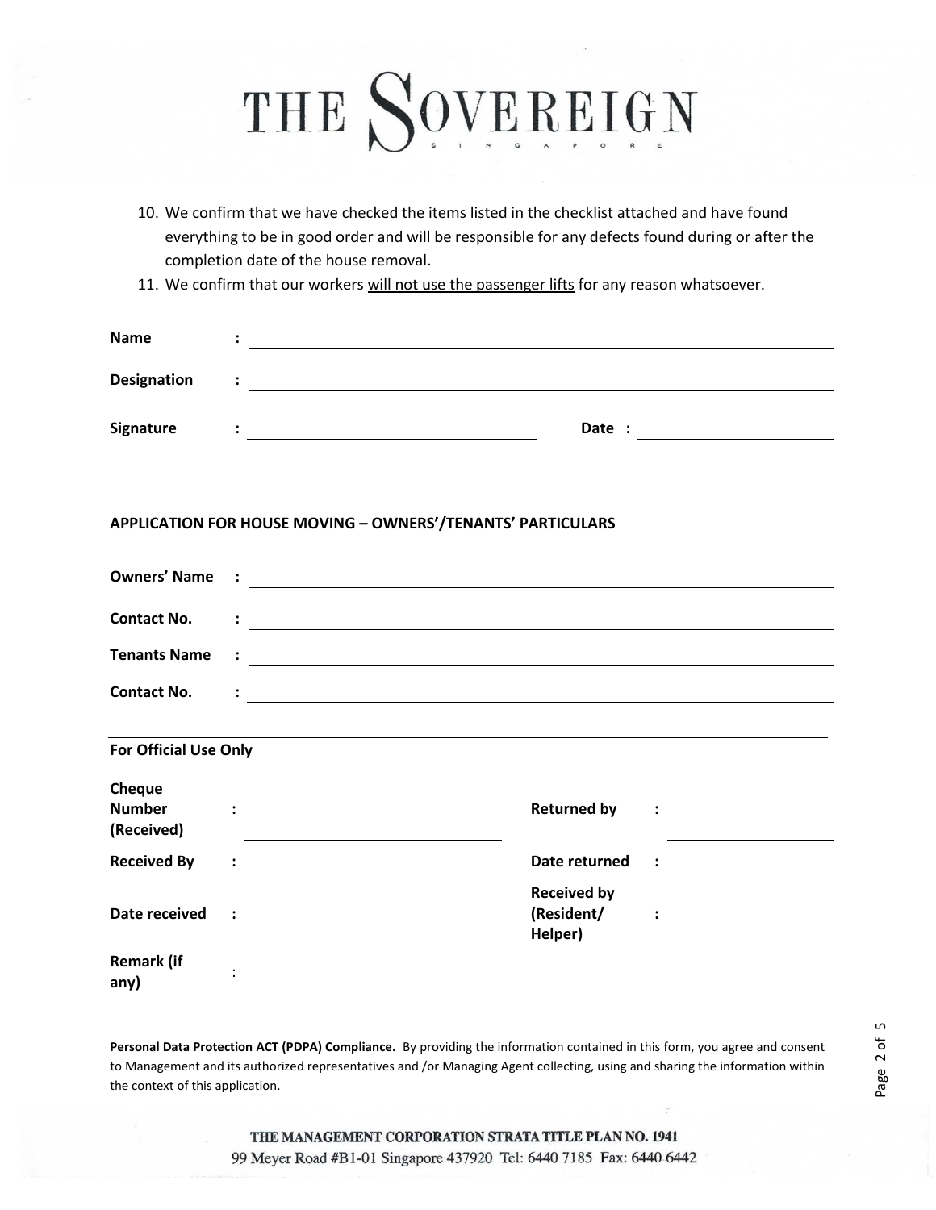10. We confirm that we have checked the items listed in the checklist attached and have found everything to be in good order and will be responsible for any defects found during or after the completion date of the house removal.
11. We confirm that our workers <u>will not use the passenger lifts</u> for any reason whatsoever.

**Name** : ______________________________

**Designation** : ______________________________

**Signature** : ______________________________ **Date** : ______________

## APPLICATION FOR HOUSE MOVING – OWNERS'/TENANTS' PARTICULARS

**Owners' Name** : ______________________________

**Contact No.** : ______________________________

**Tenants Name** : ______________________________

**Contact No.** : ______________________________

---

**For Official Use Only**

| | | | |
|---|---|---|---|
| **Cheque Number (Received)** : | | **Returned by** : | |
| **Received By** : | | **Date returned** : | |
| **Date received** : | | **Received by (Resident/ Helper)** : | |
| **Remark (if any)** : | | | |

**Personal Data Protection ACT (PDPA) Compliance.** By providing the information contained in this form, you agree and consent to Management and its authorized representatives and /or Managing Agent collecting, using and sharing the information within the context of this application.

THE MANAGEMENT CORPORATION STRATA TITLE PLAN NO. 1941
99 Meyer Road #B1-01 Singapore 437920 Tel: 6440 7185 Fax: 6440 6442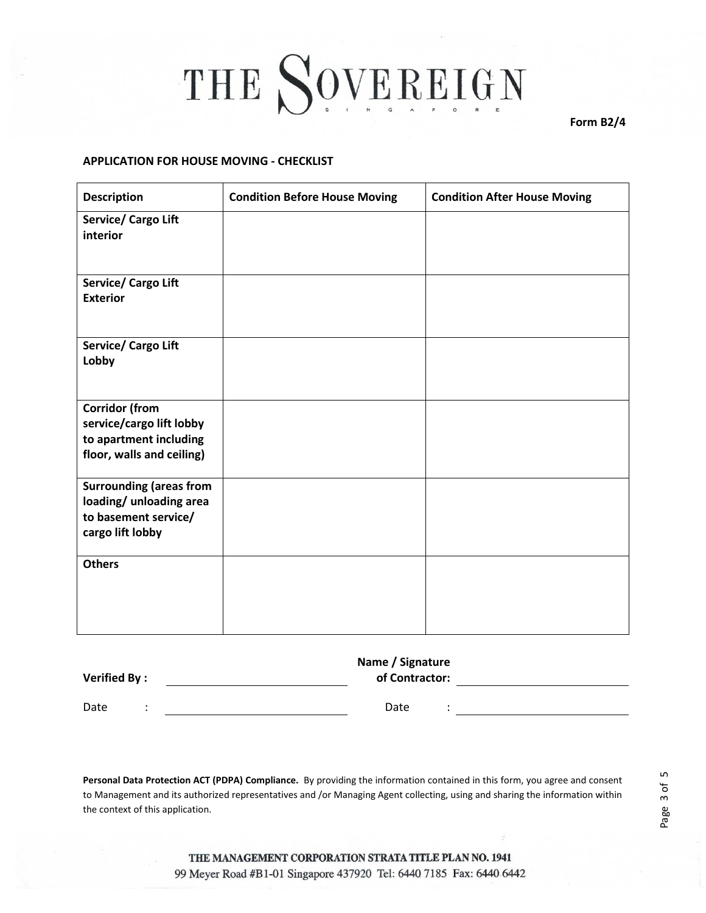# THE SOVEREIGN

SINGAPORE

**Form B2/4**

**APPLICATION FOR HOUSE MOVING - CHECKLIST**

| Description | Condition Before House Moving | Condition After House Moving |
|---|---|---|
| **Service/ Cargo Lift interior** | | |
| **Service/ Cargo Lift Exterior** | | |
| **Service/ Cargo Lift Lobby** | | |
| **Corridor (from service/cargo lift lobby to apartment including floor, walls and ceiling)** | | |
| **Surrounding (areas from loading/ unloading area to basement service/ cargo lift lobby** | | |
| **Others** | | |

**Verified By :** ______________________ **Name / Signature of Contractor:** ______________________

Date : ______________________ Date : ______________________

**Personal Data Protection ACT (PDPA) Compliance.** By providing the information contained in this form, you agree and consent to Management and its authorized representatives and /or Managing Agent collecting, using and sharing the information within the context of this application.

THE MANAGEMENT CORPORATION STRATA TITLE PLAN NO. 1941
99 Meyer Road #B1-01 Singapore 437920 Tel: 6440 7185 Fax: 6440 6442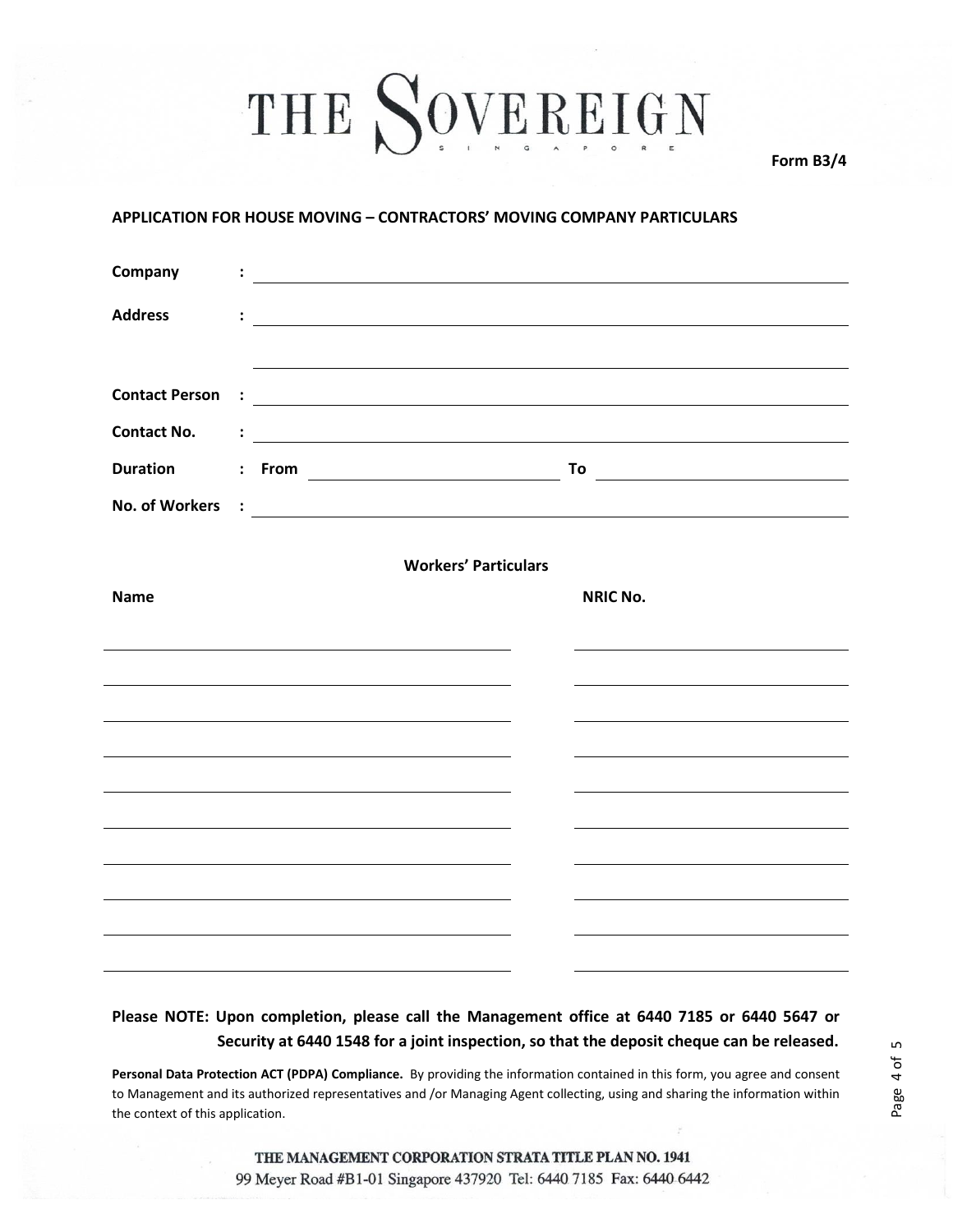# THE SOVEREIGN

SINGAPORE

**Form B3/4**

## APPLICATION FOR HOUSE MOVING – CONTRACTORS' MOVING COMPANY PARTICULARS

**Company** : ______________________________

**Address** : ______________________________

______________________________

**Contact Person** : ______________________________

**Contact No.** : ______________________________

**Duration** : **From** ______________ **To** ______________

**No. of Workers** : ______________________________

### Workers' Particulars

| Name | NRIC No. |
| --- | --- |
| | |
| | |
| | |
| | |
| | |
| | |
| | |
| | |
| | |
| | |

**Please NOTE: Upon completion, please call the Management office at 6440 7185 or 6440 5647 or Security at 6440 1548 for a joint inspection, so that the deposit cheque can be released.**

**Personal Data Protection ACT (PDPA) Compliance.** By providing the information contained in this form, you agree and consent to Management and its authorized representatives and /or Managing Agent collecting, using and sharing the information within the context of this application.

THE MANAGEMENT CORPORATION STRATA TITLE PLAN NO. 1941
99 Meyer Road #B1-01 Singapore 437920 Tel: 6440 7185 Fax: 6440 6442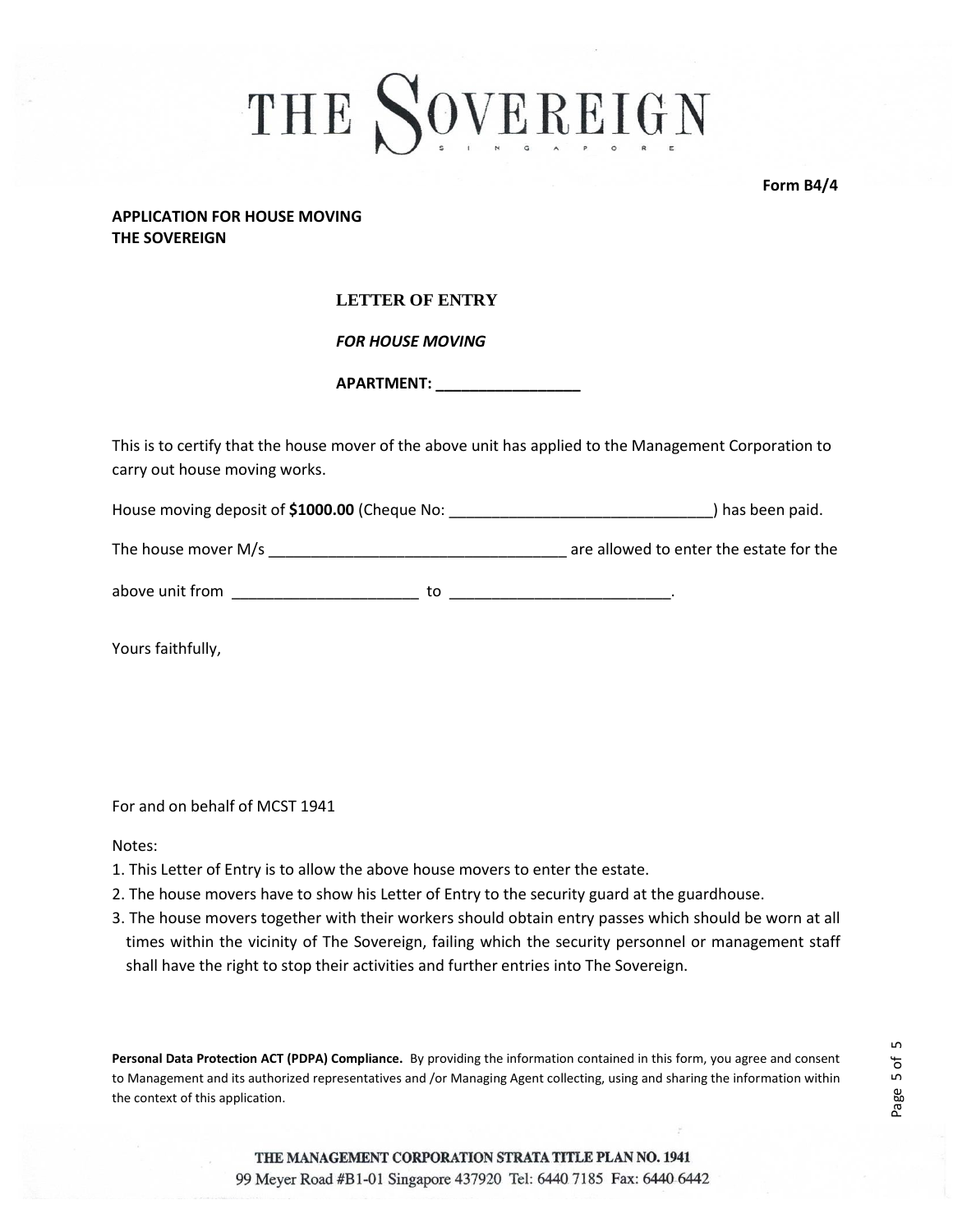# THE SOVEREIGN

SINGAPORE

**Form B4/4**

**APPLICATION FOR HOUSE MOVING**
**THE SOVEREIGN**

## LETTER OF ENTRY

***FOR HOUSE MOVING***

**APARTMENT: _________________**

This is to certify that the house mover of the above unit has applied to the Management Corporation to carry out house moving works.

House moving deposit of **$1000.00** (Cheque No: ______________________________) has been paid.

The house mover M/s __________________________________ are allowed to enter the estate for the above unit from _____________________ to _________________________.

Yours faithfully,

For and on behalf of MCST 1941

Notes:

1. This Letter of Entry is to allow the above house movers to enter the estate.
2. The house movers have to show his Letter of Entry to the security guard at the guardhouse.
3. The house movers together with their workers should obtain entry passes which should be worn at all times within the vicinity of The Sovereign, failing which the security personnel or management staff shall have the right to stop their activities and further entries into The Sovereign.

**Personal Data Protection ACT (PDPA) Compliance.** By providing the information contained in this form, you agree and consent to Management and its authorized representatives and /or Managing Agent collecting, using and sharing the information within the context of this application.

THE MANAGEMENT CORPORATION STRATA TITLE PLAN NO. 1941
99 Meyer Road #B1-01 Singapore 437920 Tel: 6440 7185 Fax: 6440 6442